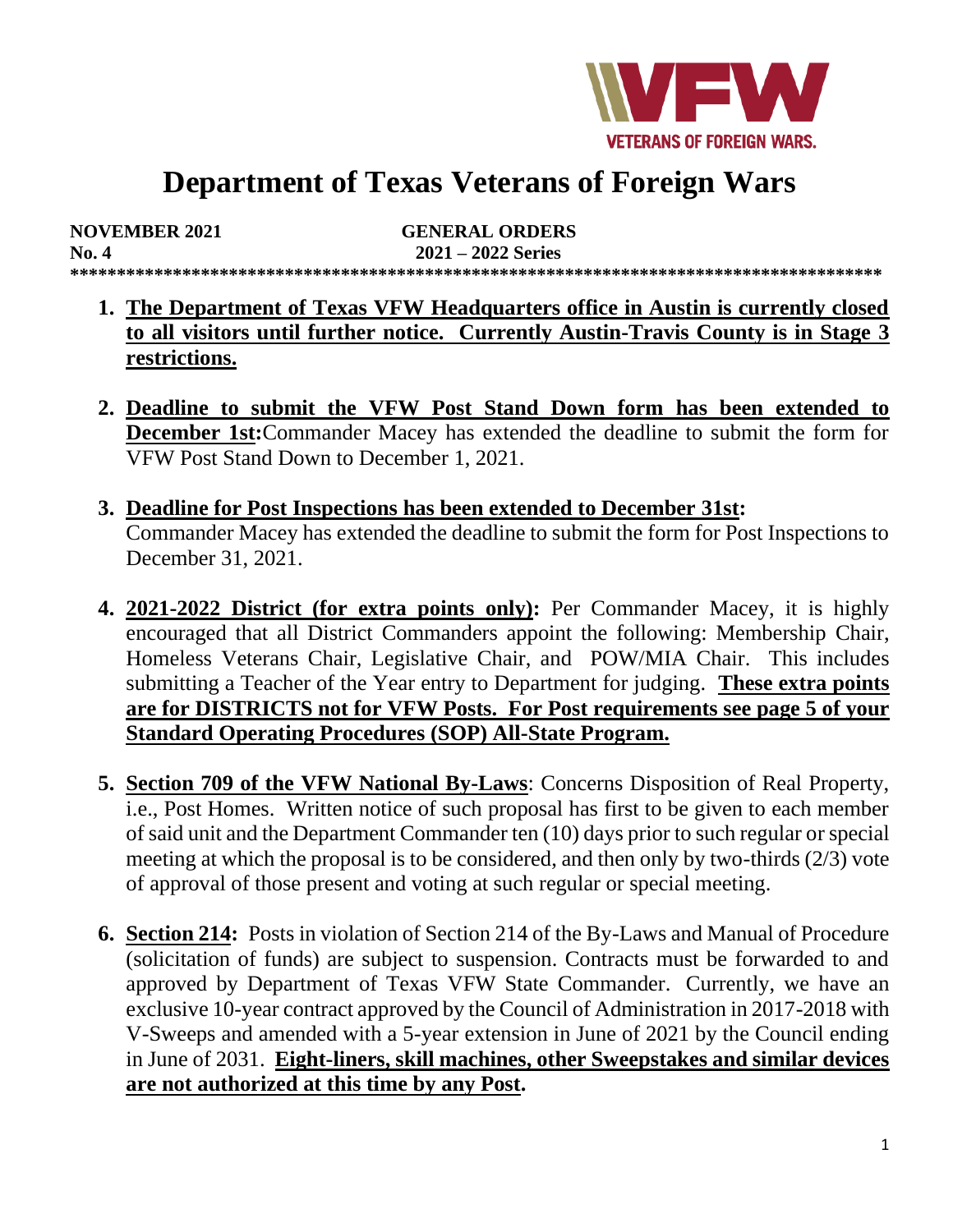# Department of Texas Veterans of Foreign Wars

**NOVEMBER 2021** **GENERAL ORDERS**
**No. 4** **2021 – 2022 Series**

**************************************************************************************

1. **The Department of Texas VFW Headquarters office in Austin is currently closed to all visitors until further notice. Currently Austin-Travis County is in Stage 3 restrictions.**

2. **Deadline to submit the VFW Post Stand Down form has been extended to December 1st:** Commander Macey has extended the deadline to submit the form for VFW Post Stand Down to December 1, 2021.

3. **Deadline for Post Inspections has been extended to December 31st:** Commander Macey has extended the deadline to submit the form for Post Inspections to December 31, 2021.

4. **2021-2022 District (for extra points only):** Per Commander Macey, it is highly encouraged that all District Commanders appoint the following: Membership Chair, Homeless Veterans Chair, Legislative Chair, and POW/MIA Chair. This includes submitting a Teacher of the Year entry to Department for judging. **These extra points are for DISTRICTS not for VFW Posts. For Post requirements see page 5 of your Standard Operating Procedures (SOP) All-State Program.**

5. **Section 709 of the VFW National By-Laws**: Concerns Disposition of Real Property, i.e., Post Homes. Written notice of such proposal has first to be given to each member of said unit and the Department Commander ten (10) days prior to such regular or special meeting at which the proposal is to be considered, and then only by two-thirds (2/3) vote of approval of those present and voting at such regular or special meeting.

6. **Section 214:** Posts in violation of Section 214 of the By-Laws and Manual of Procedure (solicitation of funds) are subject to suspension. Contracts must be forwarded to and approved by Department of Texas VFW State Commander. Currently, we have an exclusive 10-year contract approved by the Council of Administration in 2017-2018 with V-Sweeps and amended with a 5-year extension in June of 2021 by the Council ending in June of 2031. **Eight-liners, skill machines, other Sweepstakes and similar devices are not authorized at this time by any Post.**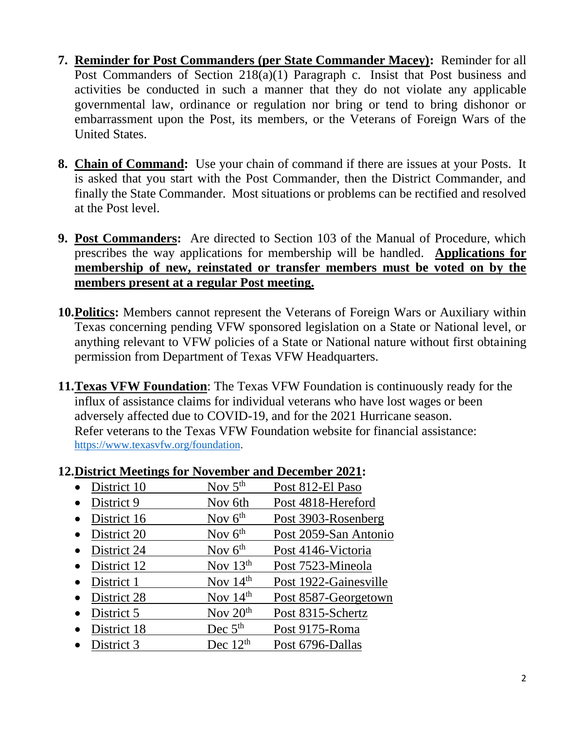7. **Reminder for Post Commanders (per State Commander Macey):** Reminder for all Post Commanders of Section 218(a)(1) Paragraph c. Insist that Post business and activities be conducted in such a manner that they do not violate any applicable governmental law, ordinance or regulation nor bring or tend to bring dishonor or embarrassment upon the Post, its members, or the Veterans of Foreign Wars of the United States.

8. **Chain of Command:** Use your chain of command if there are issues at your Posts. It is asked that you start with the Post Commander, then the District Commander, and finally the State Commander. Most situations or problems can be rectified and resolved at the Post level.

9. **Post Commanders:** Are directed to Section 103 of the Manual of Procedure, which prescribes the way applications for membership will be handled. **Applications for membership of new, reinstated or transfer members must be voted on by the members present at a regular Post meeting.**

10. **Politics:** Members cannot represent the Veterans of Foreign Wars or Auxiliary within Texas concerning pending VFW sponsored legislation on a State or National level, or anything relevant to VFW policies of a State or National nature without first obtaining permission from Department of Texas VFW Headquarters.

11. **Texas VFW Foundation**: The Texas VFW Foundation is continuously ready for the influx of assistance claims for individual veterans who have lost wages or been adversely affected due to COVID-19, and for the 2021 Hurricane season. Refer veterans to the Texas VFW Foundation website for financial assistance: https://www.texasvfw.org/foundation.

12. **District Meetings for November and December 2021:**
    - District 10 — Nov 5th — Post 812-El Paso
    - District 9 — Nov 6th — Post 4818-Hereford
    - District 16 — Nov 6th — Post 3903-Rosenberg
    - District 20 — Nov 6th — Post 2059-San Antonio
    - District 24 — Nov 6th — Post 4146-Victoria
    - District 12 — Nov 13th — Post 7523-Mineola
    - District 1 — Nov 14th — Post 1922-Gainesville
    - District 28 — Nov 14th — Post 8587-Georgetown
    - District 5 — Nov 20th — Post 8315-Schertz
    - District 18 — Dec 5th — Post 9175-Roma
    - District 3 — Dec 12th — Post 6796-Dallas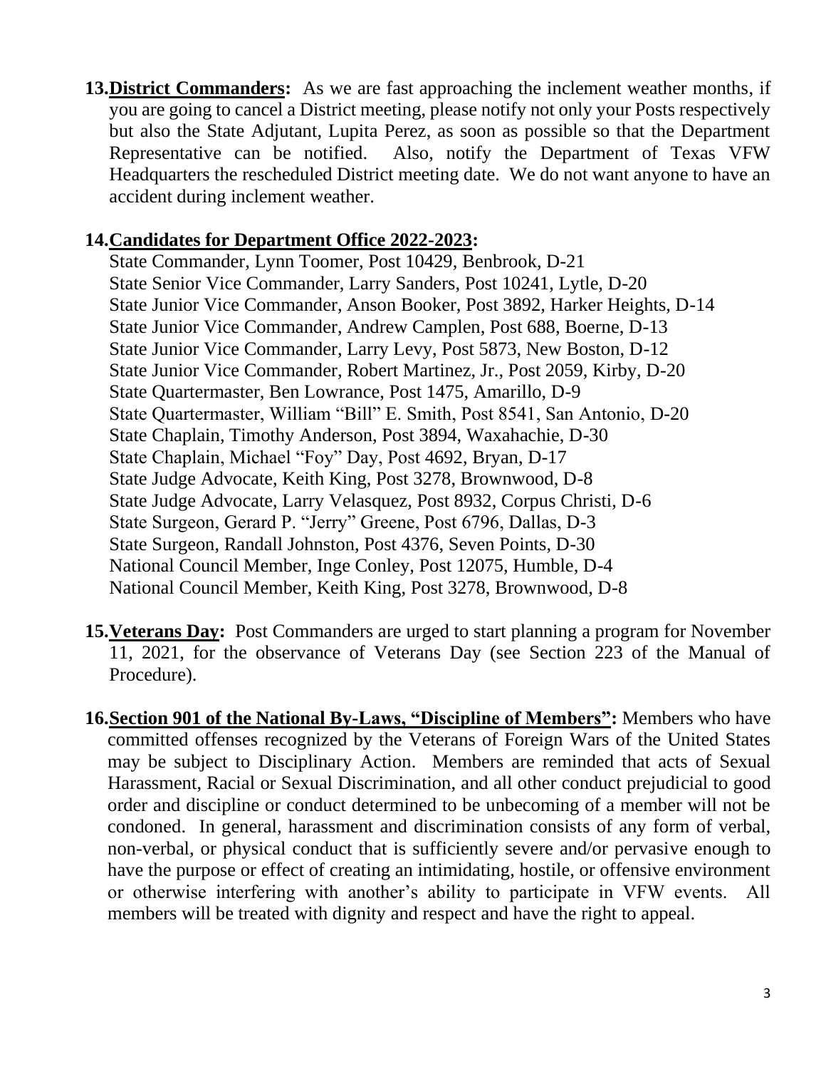13. **District Commanders:** As we are fast approaching the inclement weather months, if you are going to cancel a District meeting, please notify not only your Posts respectively but also the State Adjutant, Lupita Perez, as soon as possible so that the Department Representative can be notified. Also, notify the Department of Texas VFW Headquarters the rescheduled District meeting date. We do not want anyone to have an accident during inclement weather.

14. **Candidates for Department Office 2022-2023:**
    State Commander, Lynn Toomer, Post 10429, Benbrook, D-21
    State Senior Vice Commander, Larry Sanders, Post 10241, Lytle, D-20
    State Junior Vice Commander, Anson Booker, Post 3892, Harker Heights, D-14
    State Junior Vice Commander, Andrew Camplen, Post 688, Boerne, D-13
    State Junior Vice Commander, Larry Levy, Post 5873, New Boston, D-12
    State Junior Vice Commander, Robert Martinez, Jr., Post 2059, Kirby, D-20
    State Quartermaster, Ben Lowrance, Post 1475, Amarillo, D-9
    State Quartermaster, William "Bill" E. Smith, Post 8541, San Antonio, D-20
    State Chaplain, Timothy Anderson, Post 3894, Waxahachie, D-30
    State Chaplain, Michael "Foy" Day, Post 4692, Bryan, D-17
    State Judge Advocate, Keith King, Post 3278, Brownwood, D-8
    State Judge Advocate, Larry Velasquez, Post 8932, Corpus Christi, D-6
    State Surgeon, Gerard P. "Jerry" Greene, Post 6796, Dallas, D-3
    State Surgeon, Randall Johnston, Post 4376, Seven Points, D-30
    National Council Member, Inge Conley, Post 12075, Humble, D-4
    National Council Member, Keith King, Post 3278, Brownwood, D-8

15. **Veterans Day:** Post Commanders are urged to start planning a program for November 11, 2021, for the observance of Veterans Day (see Section 223 of the Manual of Procedure).

16. **Section 901 of the National By-Laws, "Discipline of Members":** Members who have committed offenses recognized by the Veterans of Foreign Wars of the United States may be subject to Disciplinary Action. Members are reminded that acts of Sexual Harassment, Racial or Sexual Discrimination, and all other conduct prejudicial to good order and discipline or conduct determined to be unbecoming of a member will not be condoned. In general, harassment and discrimination consists of any form of verbal, non-verbal, or physical conduct that is sufficiently severe and/or pervasive enough to have the purpose or effect of creating an intimidating, hostile, or offensive environment or otherwise interfering with another's ability to participate in VFW events. All members will be treated with dignity and respect and have the right to appeal.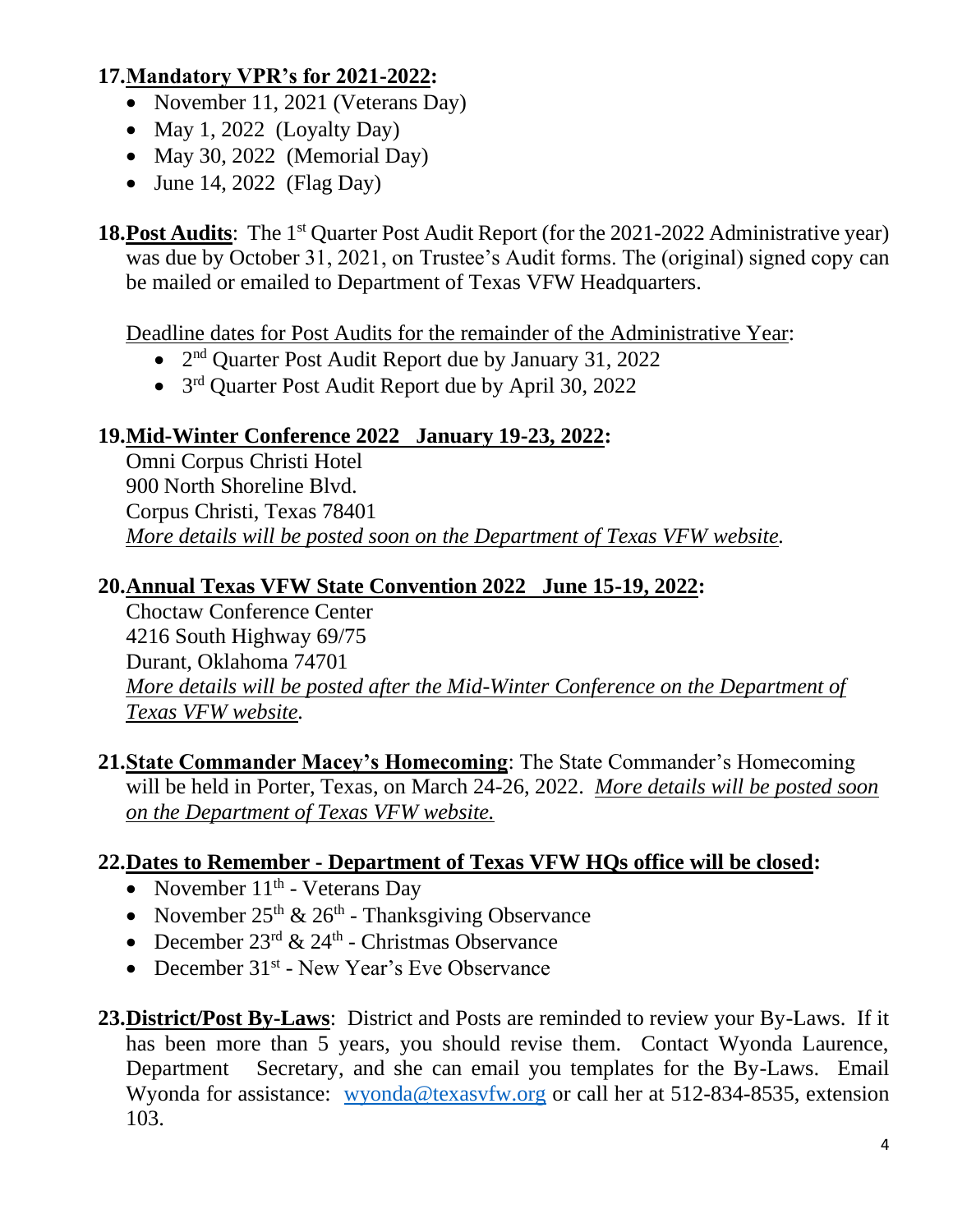17. **Mandatory VPR's for 2021-2022:**
    - November 11, 2021 (Veterans Day)
    - May 1, 2022 (Loyalty Day)
    - May 30, 2022 (Memorial Day)
    - June 14, 2022 (Flag Day)

18. **Post Audits**: The 1st Quarter Post Audit Report (for the 2021-2022 Administrative year) was due by October 31, 2021, on Trustee's Audit forms. The (original) signed copy can be mailed or emailed to Department of Texas VFW Headquarters.

    Deadline dates for Post Audits for the remainder of the Administrative Year:
    - 2nd Quarter Post Audit Report due by January 31, 2022
    - 3rd Quarter Post Audit Report due by April 30, 2022

19. **Mid-Winter Conference 2022 January 19-23, 2022:**
    Omni Corpus Christi Hotel
    900 North Shoreline Blvd.
    Corpus Christi, Texas 78401
    *More details will be posted soon on the Department of Texas VFW website.*

20. **Annual Texas VFW State Convention 2022 June 15-19, 2022:**
    Choctaw Conference Center
    4216 South Highway 69/75
    Durant, Oklahoma 74701
    *More details will be posted after the Mid-Winter Conference on the Department of Texas VFW website.*

21. **State Commander Macey's Homecoming**: The State Commander's Homecoming will be held in Porter, Texas, on March 24-26, 2022. *More details will be posted soon on the Department of Texas VFW website.*

22. **Dates to Remember - Department of Texas VFW HQs office will be closed:**
    - November 11th - Veterans Day
    - November 25th & 26th - Thanksgiving Observance
    - December 23rd & 24th - Christmas Observance
    - December 31st - New Year's Eve Observance

23. **District/Post By-Laws**: District and Posts are reminded to review your By-Laws. If it has been more than 5 years, you should revise them. Contact Wyonda Laurence, Department Secretary, and she can email you templates for the By-Laws. Email Wyonda for assistance: wyonda@texasvfw.org or call her at 512-834-8535, extension 103.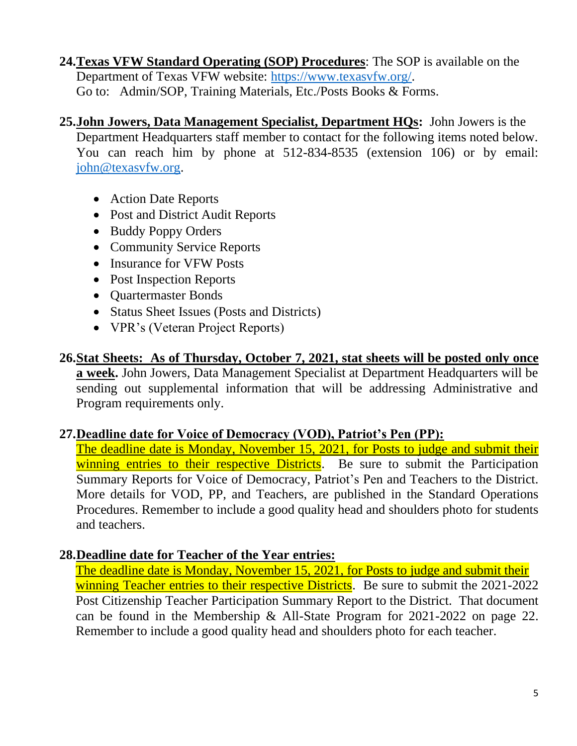24. **Texas VFW Standard Operating (SOP) Procedures**: The SOP is available on the Department of Texas VFW website: https://www.texasvfw.org/.
    Go to: Admin/SOP, Training Materials, Etc./Posts Books & Forms.

25. **John Jowers, Data Management Specialist, Department HQs:** John Jowers is the Department Headquarters staff member to contact for the following items noted below. You can reach him by phone at 512-834-8535 (extension 106) or by email: john@texasvfw.org.

    - Action Date Reports
    - Post and District Audit Reports
    - Buddy Poppy Orders
    - Community Service Reports
    - Insurance for VFW Posts
    - Post Inspection Reports
    - Quartermaster Bonds
    - Status Sheet Issues (Posts and Districts)
    - VPR's (Veteran Project Reports)

26. **Stat Sheets: As of Thursday, October 7, 2021, stat sheets will be posted only once a week.** John Jowers, Data Management Specialist at Department Headquarters will be sending out supplemental information that will be addressing Administrative and Program requirements only.

27. **Deadline date for Voice of Democracy (VOD), Patriot's Pen (PP):**
    The deadline date is Monday, November 15, 2021, for Posts to judge and submit their winning entries to their respective Districts. Be sure to submit the Participation Summary Reports for Voice of Democracy, Patriot's Pen and Teachers to the District. More details for VOD, PP, and Teachers, are published in the Standard Operations Procedures. Remember to include a good quality head and shoulders photo for students and teachers.

28. **Deadline date for Teacher of the Year entries:**
    The deadline date is Monday, November 15, 2021, for Posts to judge and submit their winning Teacher entries to their respective Districts. Be sure to submit the 2021-2022 Post Citizenship Teacher Participation Summary Report to the District. That document can be found in the Membership & All-State Program for 2021-2022 on page 22. Remember to include a good quality head and shoulders photo for each teacher.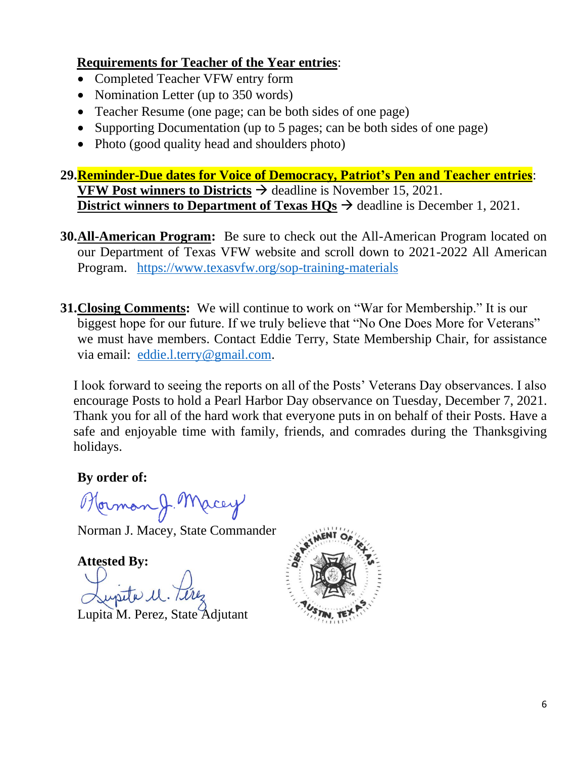**Requirements for Teacher of the Year entries**:

- Completed Teacher VFW entry form
- Nomination Letter (up to 350 words)
- Teacher Resume (one page; can be both sides of one page)
- Supporting Documentation (up to 5 pages; can be both sides of one page)
- Photo (good quality head and shoulders photo)

29. **Reminder-Due dates for Voice of Democracy, Patriot's Pen and Teacher entries**:
    **VFW Post winners to Districts** → deadline is November 15, 2021.
    **District winners to Department of Texas HQs** → deadline is December 1, 2021.

30. **All-American Program:** Be sure to check out the All-American Program located on our Department of Texas VFW website and scroll down to 2021-2022 All American Program. https://www.texasvfw.org/sop-training-materials

31. **Closing Comments:** We will continue to work on "War for Membership." It is our biggest hope for our future. If we truly believe that "No One Does More for Veterans" we must have members. Contact Eddie Terry, State Membership Chair, for assistance via email: eddie.l.terry@gmail.com.

I look forward to seeing the reports on all of the Posts' Veterans Day observances. I also encourage Posts to hold a Pearl Harbor Day observance on Tuesday, December 7, 2021. Thank you for all of the hard work that everyone puts in on behalf of their Posts. Have a safe and enjoyable time with family, friends, and comrades during the Thanksgiving holidays.

**By order of:**

Norman J. Macey, State Commander

**Attested By:**

Lupita M. Perez, State Adjutant

DEPARTMENT OF TEXAS
AUSTIN, TEXAS